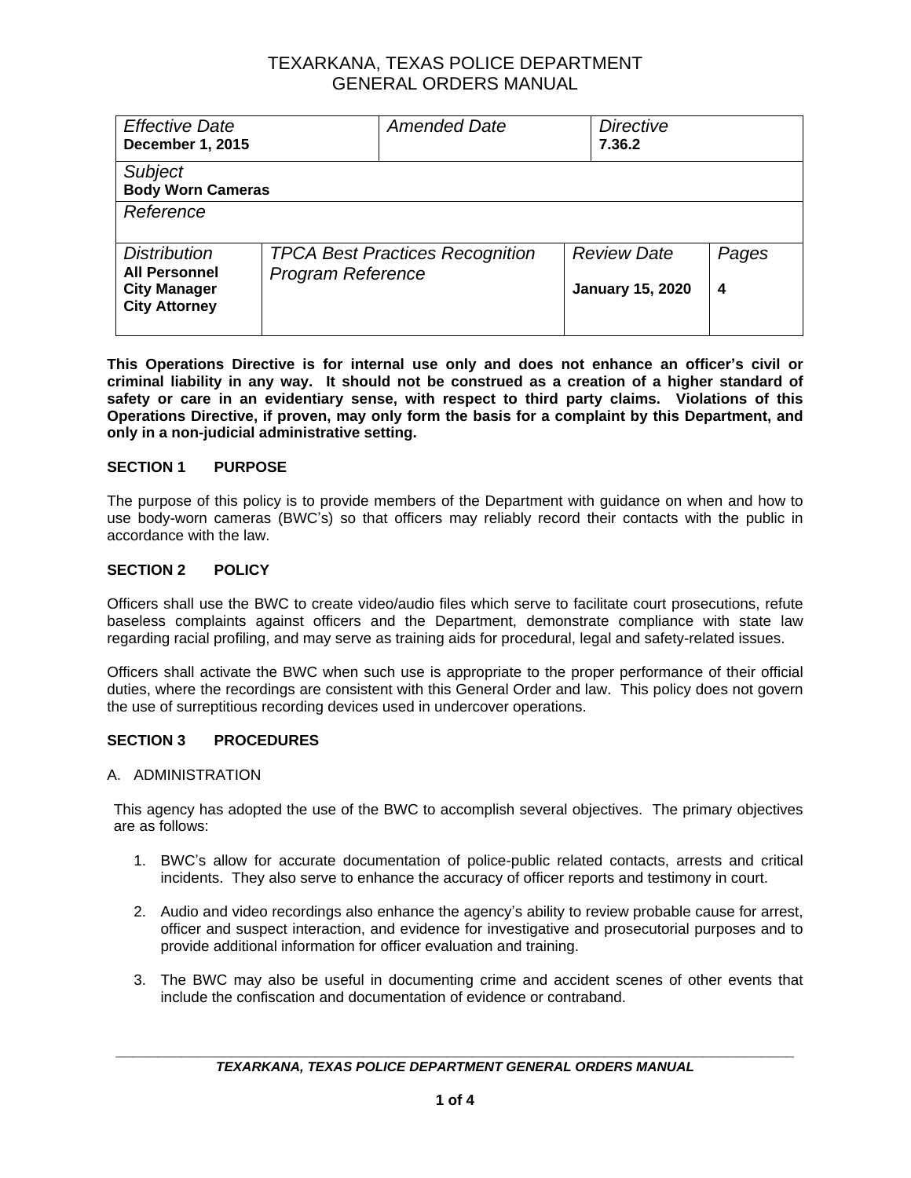# TEXARKANA, TEXAS POLICE DEPARTMENT
# GENERAL ORDERS MANUAL

| *Effective Date* **December 1, 2015** | | *Amended Date* | | *Directive* **7.36.2** | |
|---|---|---|---|---|---|
| *Subject* **Body Worn Cameras** | | | | | |
| *Reference* | | | | | |
| *Distribution* **All Personnel** **City Manager** **City Attorney** | *TPCA Best Practices Recognition Program Reference* | | *Review Date* **January 15, 2020** | | *Pages* **4** |

**This Operations Directive is for internal use only and does not enhance an officer's civil or criminal liability in any way. It should not be construed as a creation of a higher standard of safety or care in an evidentiary sense, with respect to third party claims. Violations of this Operations Directive, if proven, may only form the basis for a complaint by this Department, and only in a non-judicial administrative setting.**

## SECTION 1 PURPOSE

The purpose of this policy is to provide members of the Department with guidance on when and how to use body-worn cameras (BWC's) so that officers may reliably record their contacts with the public in accordance with the law.

## SECTION 2 POLICY

Officers shall use the BWC to create video/audio files which serve to facilitate court prosecutions, refute baseless complaints against officers and the Department, demonstrate compliance with state law regarding racial profiling, and may serve as training aids for procedural, legal and safety-related issues.

Officers shall activate the BWC when such use is appropriate to the proper performance of their official duties, where the recordings are consistent with this General Order and law. This policy does not govern the use of surreptitious recording devices used in undercover operations.

## SECTION 3 PROCEDURES

### A. ADMINISTRATION

This agency has adopted the use of the BWC to accomplish several objectives. The primary objectives are as follows:

1. BWC's allow for accurate documentation of police-public related contacts, arrests and critical incidents. They also serve to enhance the accuracy of officer reports and testimony in court.

2. Audio and video recordings also enhance the agency's ability to review probable cause for arrest, officer and suspect interaction, and evidence for investigative and prosecutorial purposes and to provide additional information for officer evaluation and training.

3. The BWC may also be useful in documenting crime and accident scenes of other events that include the confiscation and documentation of evidence or contraband.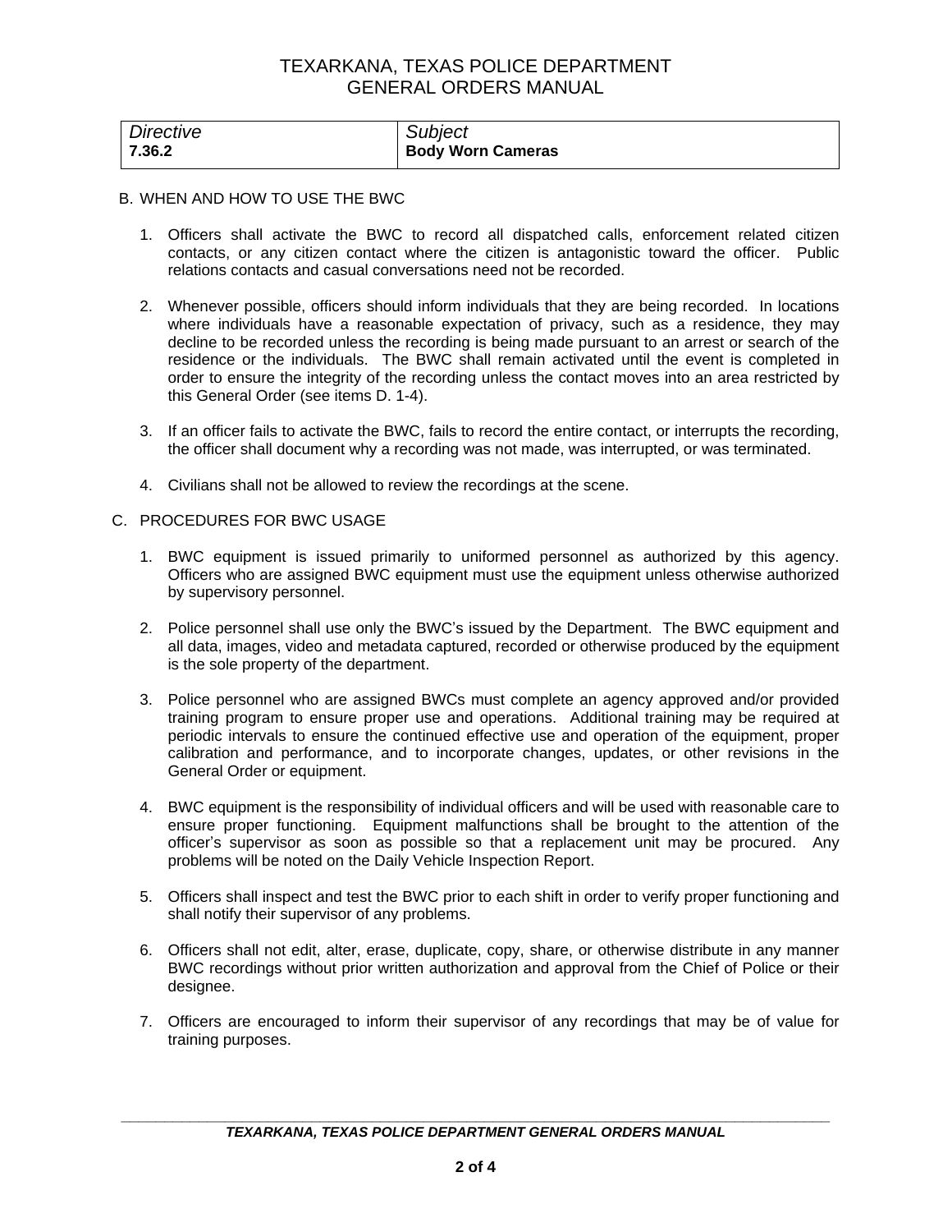| Directive | Subject |
| --- | --- |
| **7.36.2** | **Body Worn Cameras** |

B. WHEN AND HOW TO USE THE BWC

1. Officers shall activate the BWC to record all dispatched calls, enforcement related citizen contacts, or any citizen contact where the citizen is antagonistic toward the officer. Public relations contacts and casual conversations need not be recorded.

2. Whenever possible, officers should inform individuals that they are being recorded. In locations where individuals have a reasonable expectation of privacy, such as a residence, they may decline to be recorded unless the recording is being made pursuant to an arrest or search of the residence or the individuals. The BWC shall remain activated until the event is completed in order to ensure the integrity of the recording unless the contact moves into an area restricted by this General Order (see items D. 1-4).

3. If an officer fails to activate the BWC, fails to record the entire contact, or interrupts the recording, the officer shall document why a recording was not made, was interrupted, or was terminated.

4. Civilians shall not be allowed to review the recordings at the scene.

C. PROCEDURES FOR BWC USAGE

1. BWC equipment is issued primarily to uniformed personnel as authorized by this agency. Officers who are assigned BWC equipment must use the equipment unless otherwise authorized by supervisory personnel.

2. Police personnel shall use only the BWC's issued by the Department. The BWC equipment and all data, images, video and metadata captured, recorded or otherwise produced by the equipment is the sole property of the department.

3. Police personnel who are assigned BWCs must complete an agency approved and/or provided training program to ensure proper use and operations. Additional training may be required at periodic intervals to ensure the continued effective use and operation of the equipment, proper calibration and performance, and to incorporate changes, updates, or other revisions in the General Order or equipment.

4. BWC equipment is the responsibility of individual officers and will be used with reasonable care to ensure proper functioning. Equipment malfunctions shall be brought to the attention of the officer's supervisor as soon as possible so that a replacement unit may be procured. Any problems will be noted on the Daily Vehicle Inspection Report.

5. Officers shall inspect and test the BWC prior to each shift in order to verify proper functioning and shall notify their supervisor of any problems.

6. Officers shall not edit, alter, erase, duplicate, copy, share, or otherwise distribute in any manner BWC recordings without prior written authorization and approval from the Chief of Police or their designee.

7. Officers are encouraged to inform their supervisor of any recordings that may be of value for training purposes.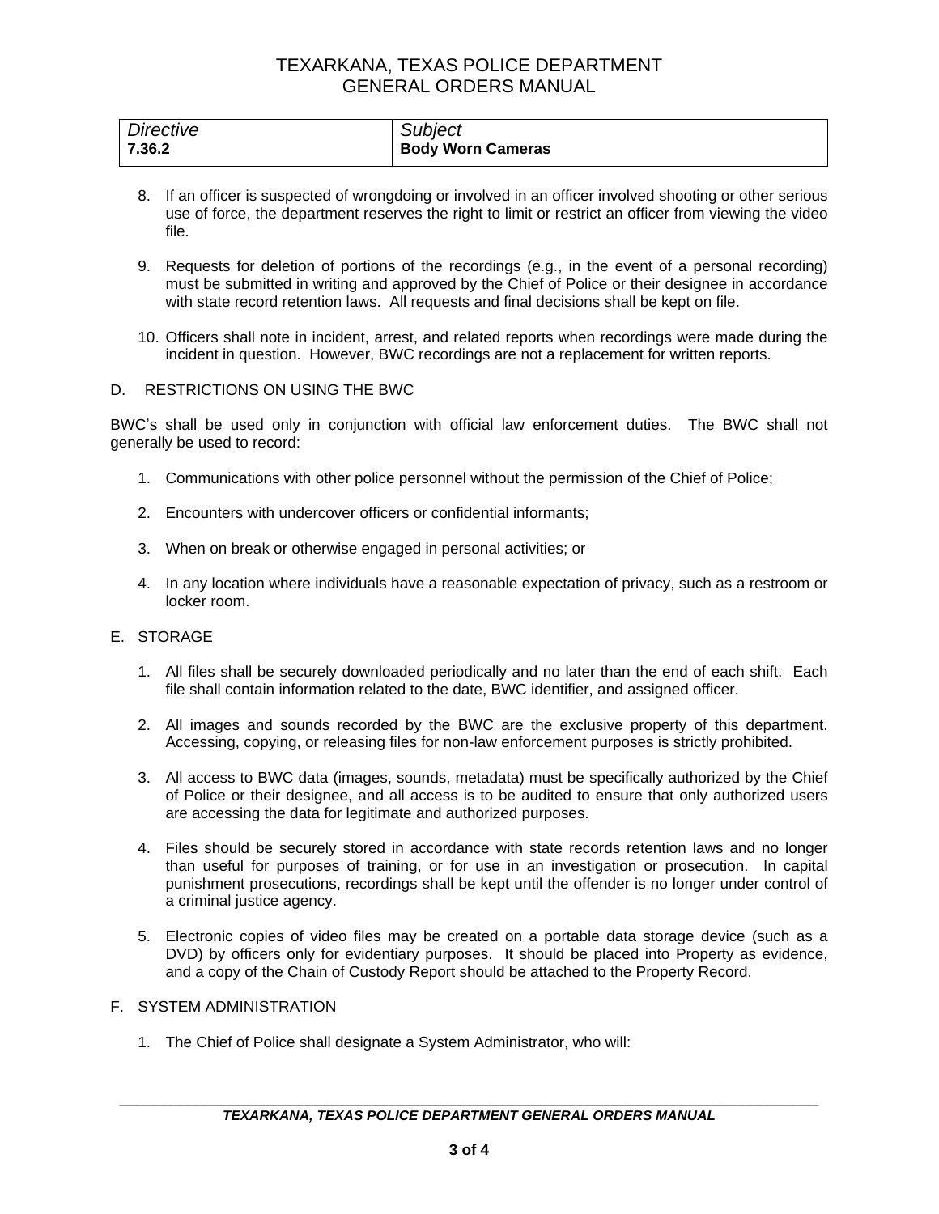| Directive | Subject |
|---|---|
| 7.36.2 | **Body Worn Cameras** |

8. If an officer is suspected of wrongdoing or involved in an officer involved shooting or other serious use of force, the department reserves the right to limit or restrict an officer from viewing the video file.

9. Requests for deletion of portions of the recordings (e.g., in the event of a personal recording) must be submitted in writing and approved by the Chief of Police or their designee in accordance with state record retention laws. All requests and final decisions shall be kept on file.

10. Officers shall note in incident, arrest, and related reports when recordings were made during the incident in question. However, BWC recordings are not a replacement for written reports.

D. RESTRICTIONS ON USING THE BWC

BWC's shall be used only in conjunction with official law enforcement duties. The BWC shall not generally be used to record:

1. Communications with other police personnel without the permission of the Chief of Police;

2. Encounters with undercover officers or confidential informants;

3. When on break or otherwise engaged in personal activities; or

4. In any location where individuals have a reasonable expectation of privacy, such as a restroom or locker room.

E. STORAGE

1. All files shall be securely downloaded periodically and no later than the end of each shift. Each file shall contain information related to the date, BWC identifier, and assigned officer.

2. All images and sounds recorded by the BWC are the exclusive property of this department. Accessing, copying, or releasing files for non-law enforcement purposes is strictly prohibited.

3. All access to BWC data (images, sounds, metadata) must be specifically authorized by the Chief of Police or their designee, and all access is to be audited to ensure that only authorized users are accessing the data for legitimate and authorized purposes.

4. Files should be securely stored in accordance with state records retention laws and no longer than useful for purposes of training, or for use in an investigation or prosecution. In capital punishment prosecutions, recordings shall be kept until the offender is no longer under control of a criminal justice agency.

5. Electronic copies of video files may be created on a portable data storage device (such as a DVD) by officers only for evidentiary purposes. It should be placed into Property as evidence, and a copy of the Chain of Custody Report should be attached to the Property Record.

F. SYSTEM ADMINISTRATION

1. The Chief of Police shall designate a System Administrator, who will: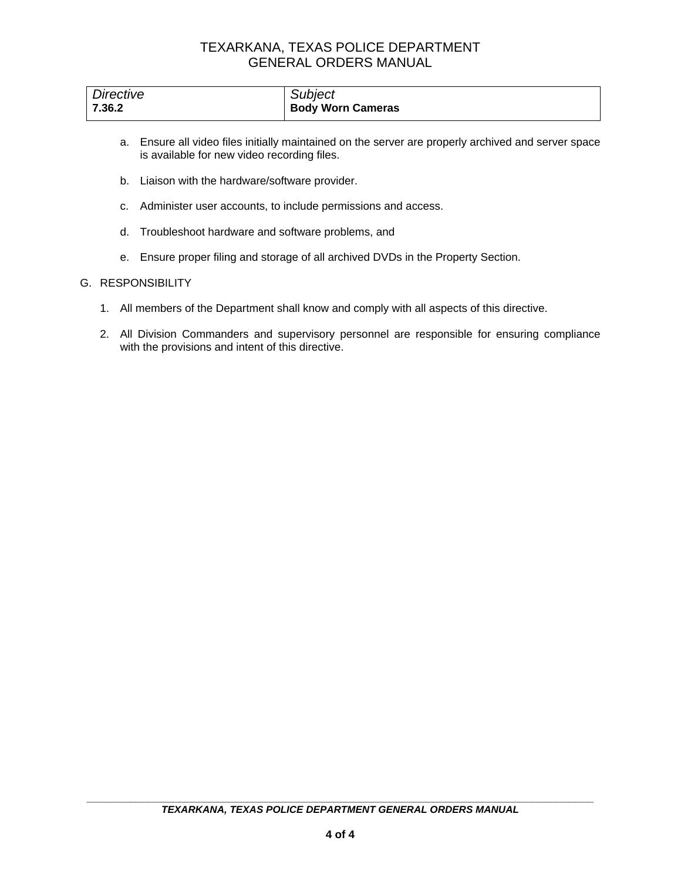| Directive | Subject |
|---|---|
| **7.36.2** | **Body Worn Cameras** |

a. Ensure all video files initially maintained on the server are properly archived and server space is available for new video recording files.

b. Liaison with the hardware/software provider.

c. Administer user accounts, to include permissions and access.

d. Troubleshoot hardware and software problems, and

e. Ensure proper filing and storage of all archived DVDs in the Property Section.

G. RESPONSIBILITY

1. All members of the Department shall know and comply with all aspects of this directive.

2. All Division Commanders and supervisory personnel are responsible for ensuring compliance with the provisions and intent of this directive.